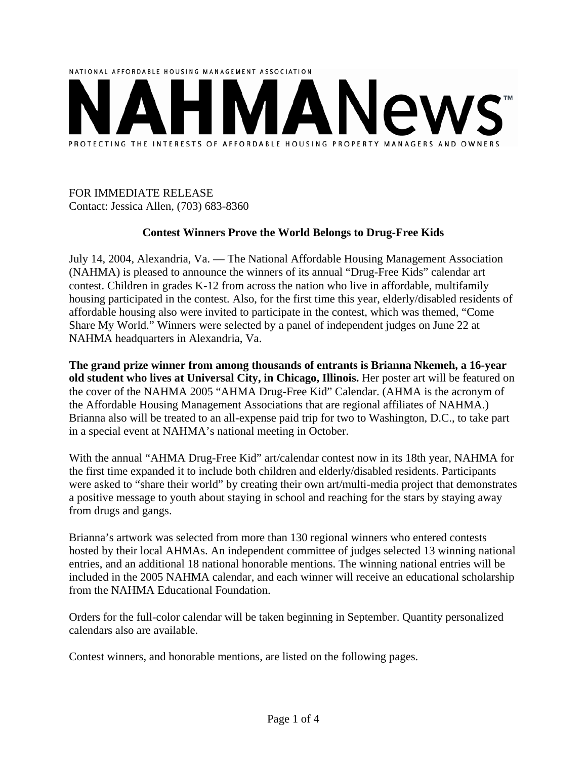NATIONAL AFFORDABLE HOUSING MANAGEMENT ASSOCIATION

# NAHMANews™

PROTECTING THE INTERESTS OF AFFORDABLE HOUSING PROPERTY MANAGERS AND OWNERS

FOR IMMEDIATE RELEASE
Contact: Jessica Allen, (703) 683-8360

## Contest Winners Prove the World Belongs to Drug-Free Kids

July 14, 2004, Alexandria, Va. — The National Affordable Housing Management Association (NAHMA) is pleased to announce the winners of its annual "Drug-Free Kids" calendar art contest. Children in grades K-12 from across the nation who live in affordable, multifamily housing participated in the contest. Also, for the first time this year, elderly/disabled residents of affordable housing also were invited to participate in the contest, which was themed, "Come Share My World." Winners were selected by a panel of independent judges on June 22 at NAHMA headquarters in Alexandria, Va.

**The grand prize winner from among thousands of entrants is Brianna Nkemeh, a 16-year old student who lives at Universal City, in Chicago, Illinois.** Her poster art will be featured on the cover of the NAHMA 2005 "AHMA Drug-Free Kid" Calendar. (AHMA is the acronym of the Affordable Housing Management Associations that are regional affiliates of NAHMA.) Brianna also will be treated to an all-expense paid trip for two to Washington, D.C., to take part in a special event at NAHMA's national meeting in October.

With the annual "AHMA Drug-Free Kid" art/calendar contest now in its 18th year, NAHMA for the first time expanded it to include both children and elderly/disabled residents. Participants were asked to "share their world" by creating their own art/multi-media project that demonstrates a positive message to youth about staying in school and reaching for the stars by staying away from drugs and gangs.

Brianna's artwork was selected from more than 130 regional winners who entered contests hosted by their local AHMAs. An independent committee of judges selected 13 winning national entries, and an additional 18 national honorable mentions. The winning national entries will be included in the 2005 NAHMA calendar, and each winner will receive an educational scholarship from the NAHMA Educational Foundation.

Orders for the full-color calendar will be taken beginning in September. Quantity personalized calendars also are available.

Contest winners, and honorable mentions, are listed on the following pages.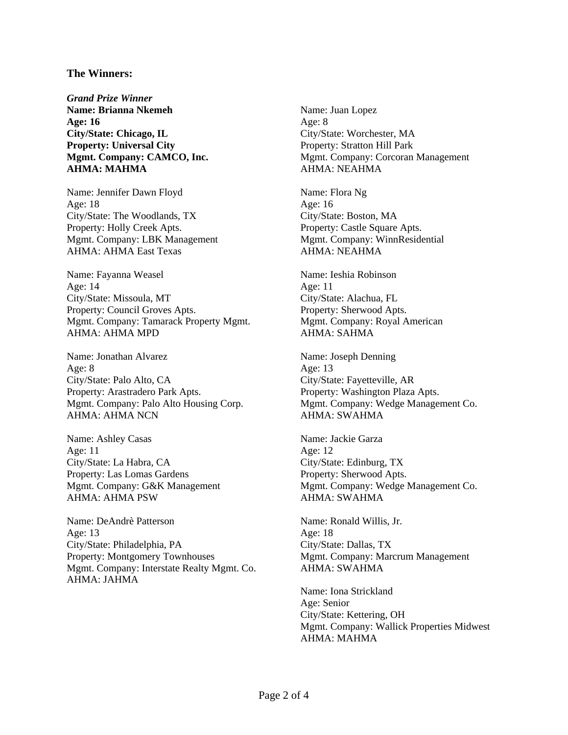### The Winners:

***Grand Prize Winner***
**Name: Brianna Nkemeh**
**Age: 16**
**City/State: Chicago, IL**
**Property: Universal City**
**Mgmt. Company: CAMCO, Inc.**
**AHMA: MAHMA**

Name: Jennifer Dawn Floyd
Age: 18
City/State: The Woodlands, TX
Property: Holly Creek Apts.
Mgmt. Company: LBK Management
AHMA: AHMA East Texas

Name: Fayanna Weasel
Age: 14
City/State: Missoula, MT
Property: Council Groves Apts.
Mgmt. Company: Tamarack Property Mgmt.
AHMA: AHMA MPD

Name: Jonathan Alvarez
Age: 8
City/State: Palo Alto, CA
Property: Arastradero Park Apts.
Mgmt. Company: Palo Alto Housing Corp.
AHMA: AHMA NCN

Name: Ashley Casas
Age: 11
City/State: La Habra, CA
Property: Las Lomas Gardens
Mgmt. Company: G&K Management
AHMA: AHMA PSW

Name: DeAndrè Patterson
Age: 13
City/State: Philadelphia, PA
Property: Montgomery Townhouses
Mgmt. Company: Interstate Realty Mgmt. Co.
AHMA: JAHMA

Name: Juan Lopez
Age: 8
City/State: Worchester, MA
Property: Stratton Hill Park
Mgmt. Company: Corcoran Management
AHMA: NEAHMA

Name: Flora Ng
Age: 16
City/State: Boston, MA
Property: Castle Square Apts.
Mgmt. Company: WinnResidential
AHMA: NEAHMA

Name: Ieshia Robinson
Age: 11
City/State: Alachua, FL
Property: Sherwood Apts.
Mgmt. Company: Royal American
AHMA: SAHMA

Name: Joseph Denning
Age: 13
City/State: Fayetteville, AR
Property: Washington Plaza Apts.
Mgmt. Company: Wedge Management Co.
AHMA: SWAHMA

Name: Jackie Garza
Age: 12
City/State: Edinburg, TX
Property: Sherwood Apts.
Mgmt. Company: Wedge Management Co.
AHMA: SWAHMA

Name: Ronald Willis, Jr.
Age: 18
City/State: Dallas, TX
Mgmt. Company: Marcrum Management
AHMA: SWAHMA

Name: Iona Strickland
Age: Senior
City/State: Kettering, OH
Mgmt. Company: Wallick Properties Midwest
AHMA: MAHMA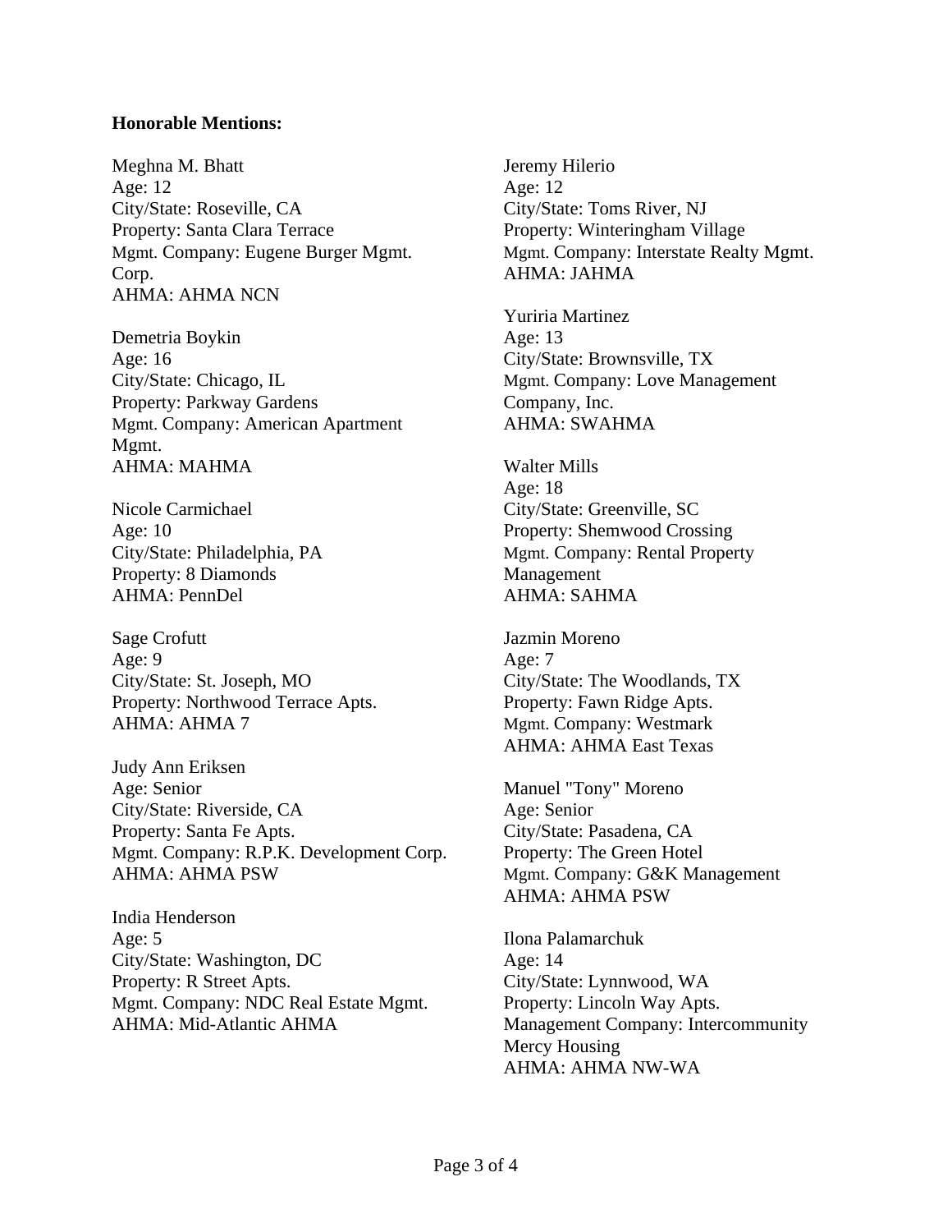**Honorable Mentions:**

Meghna M. Bhatt
Age: 12
City/State: Roseville, CA
Property: Santa Clara Terrace
Mgmt. Company: Eugene Burger Mgmt. Corp.
AHMA: AHMA NCN

Demetria Boykin
Age: 16
City/State: Chicago, IL
Property: Parkway Gardens
Mgmt. Company: American Apartment Mgmt.
AHMA: MAHMA

Nicole Carmichael
Age: 10
City/State: Philadelphia, PA
Property: 8 Diamonds
AHMA: PennDel

Sage Crofutt
Age: 9
City/State: St. Joseph, MO
Property: Northwood Terrace Apts.
AHMA: AHMA 7

Judy Ann Eriksen
Age: Senior
City/State: Riverside, CA
Property: Santa Fe Apts.
Mgmt. Company: R.P.K. Development Corp.
AHMA: AHMA PSW

India Henderson
Age: 5
City/State: Washington, DC
Property: R Street Apts.
Mgmt. Company: NDC Real Estate Mgmt.
AHMA: Mid-Atlantic AHMA

Jeremy Hilerio
Age: 12
City/State: Toms River, NJ
Property: Winteringham Village
Mgmt. Company: Interstate Realty Mgmt.
AHMA: JAHMA

Yuriria Martinez
Age: 13
City/State: Brownsville, TX
Mgmt. Company: Love Management Company, Inc.
AHMA: SWAHMA

Walter Mills
Age: 18
City/State: Greenville, SC
Property: Shemwood Crossing
Mgmt. Company: Rental Property Management
AHMA: SAHMA

Jazmin Moreno
Age: 7
City/State: The Woodlands, TX
Property: Fawn Ridge Apts.
Mgmt. Company: Westmark
AHMA: AHMA East Texas

Manuel "Tony" Moreno
Age: Senior
City/State: Pasadena, CA
Property: The Green Hotel
Mgmt. Company: G&K Management
AHMA: AHMA PSW

Ilona Palamarchuk
Age: 14
City/State: Lynnwood, WA
Property: Lincoln Way Apts.
Management Company: Intercommunity Mercy Housing
AHMA: AHMA NW-WA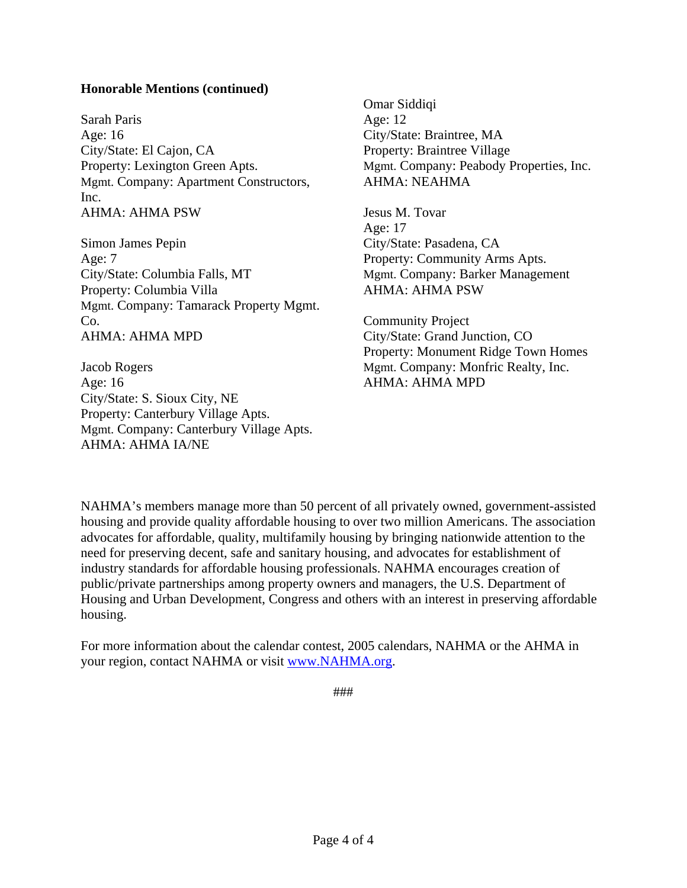**Honorable Mentions (continued)**

Sarah Paris
Age: 16
City/State: El Cajon, CA
Property: Lexington Green Apts.
Mgmt. Company: Apartment Constructors, Inc.
AHMA: AHMA PSW

Simon James Pepin
Age: 7
City/State: Columbia Falls, MT
Property: Columbia Villa
Mgmt. Company: Tamarack Property Mgmt. Co.
AHMA: AHMA MPD

Jacob Rogers
Age: 16
City/State: S. Sioux City, NE
Property: Canterbury Village Apts.
Mgmt. Company: Canterbury Village Apts.
AHMA: AHMA IA/NE

Omar Siddiqi
Age: 12
City/State: Braintree, MA
Property: Braintree Village
Mgmt. Company: Peabody Properties, Inc.
AHMA: NEAHMA

Jesus M. Tovar
Age: 17
City/State: Pasadena, CA
Property: Community Arms Apts.
Mgmt. Company: Barker Management
AHMA: AHMA PSW

Community Project
City/State: Grand Junction, CO
Property: Monument Ridge Town Homes
Mgmt. Company: Monfric Realty, Inc.
AHMA: AHMA MPD

NAHMA's members manage more than 50 percent of all privately owned, government-assisted housing and provide quality affordable housing to over two million Americans. The association advocates for affordable, quality, multifamily housing by bringing nationwide attention to the need for preserving decent, safe and sanitary housing, and advocates for establishment of industry standards for affordable housing professionals. NAHMA encourages creation of public/private partnerships among property owners and managers, the U.S. Department of Housing and Urban Development, Congress and others with an interest in preserving affordable housing.

For more information about the calendar contest, 2005 calendars, NAHMA or the AHMA in your region, contact NAHMA or visit www.NAHMA.org.

###